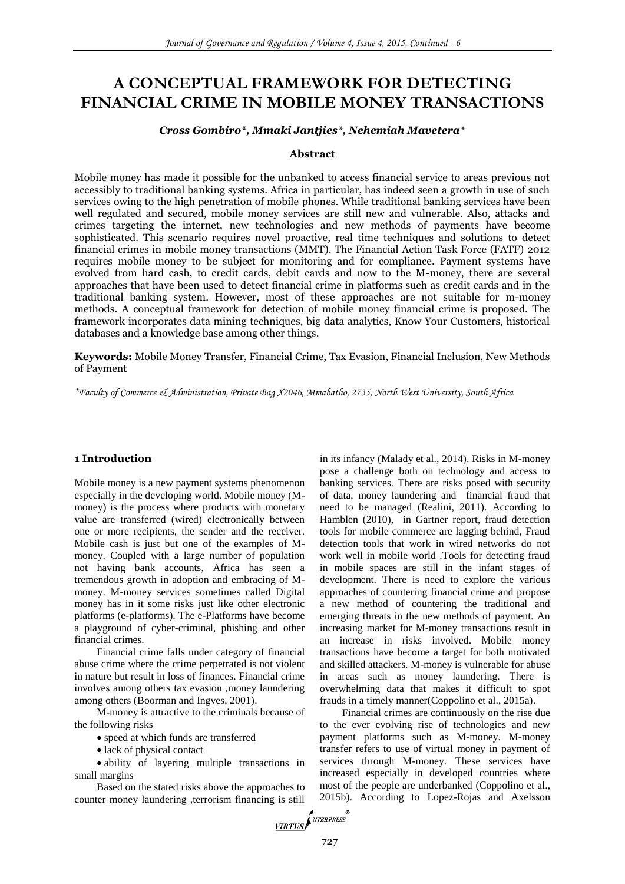# A CONCEPTUAL FRAMEWORK FOR DETECTING FINANCIAL CRIME IN MOBILE MONEY TRANSACTIONS

***Cross Gombiro\*, Mmaki Jantjies\*, Nehemiah Mavetera\****

### Abstract

Mobile money has made it possible for the unbanked to access financial service to areas previous not accessibly to traditional banking systems. Africa in particular, has indeed seen a growth in use of such services owing to the high penetration of mobile phones. While traditional banking services have been well regulated and secured, mobile money services are still new and vulnerable. Also, attacks and crimes targeting the internet, new technologies and new methods of payments have become sophisticated. This scenario requires novel proactive, real time techniques and solutions to detect financial crimes in mobile money transactions (MMT). The Financial Action Task Force (FATF) 2012 requires mobile money to be subject for monitoring and for compliance. Payment systems have evolved from hard cash, to credit cards, debit cards and now to the M-money, there are several approaches that have been used to detect financial crime in platforms such as credit cards and in the traditional banking system. However, most of these approaches are not suitable for m-money methods. A conceptual framework for detection of mobile money financial crime is proposed. The framework incorporates data mining techniques, big data analytics, Know Your Customers, historical databases and a knowledge base among other things.

**Keywords:** Mobile Money Transfer, Financial Crime, Tax Evasion, Financial Inclusion, New Methods of Payment

*\*Faculty of Commerce & Administration, Private Bag X2046, Mmabatho, 2735, North West University, South Africa*

## 1 Introduction

Mobile money is a new payment systems phenomenon especially in the developing world. Mobile money (M-money) is the process where products with monetary value are transferred (wired) electronically between one or more recipients, the sender and the receiver. Mobile cash is just but one of the examples of M-money. Coupled with a large number of population not having bank accounts, Africa has seen a tremendous growth in adoption and embracing of M-money. M-money services sometimes called Digital money has in it some risks just like other electronic platforms (e-platforms). The e-Platforms have become a playground of cyber-criminal, phishing and other financial crimes.

Financial crime falls under category of financial abuse crime where the crime perpetrated is not violent in nature but result in loss of finances. Financial crime involves among others tax evasion ,money laundering among others (Boorman and Ingves, 2001).

M-money is attractive to the criminals because of the following risks

- speed at which funds are transferred
- lack of physical contact
- ability of layering multiple transactions in small margins

Based on the stated risks above the approaches to counter money laundering ,terrorism financing is still in its infancy (Malady et al., 2014). Risks in M-money pose a challenge both on technology and access to banking services. There are risks posed with security of data, money laundering and financial fraud that need to be managed (Realini, 2011). According to Hamblen (2010), in Gartner report, fraud detection tools for mobile commerce are lagging behind, Fraud detection tools that work in wired networks do not work well in mobile world .Tools for detecting fraud in mobile spaces are still in the infant stages of development. There is need to explore the various approaches of countering financial crime and propose a new method of countering the traditional and emerging threats in the new methods of payment. An increasing market for M-money transactions result in an increase in risks involved. Mobile money transactions have become a target for both motivated and skilled attackers. M-money is vulnerable for abuse in areas such as money laundering. There is overwhelming data that makes it difficult to spot frauds in a timely manner(Coppolino et al., 2015a).

Financial crimes are continuously on the rise due to the ever evolving rise of technologies and new payment platforms such as M-money. M-money transfer refers to use of virtual money in payment of services through M-money. These services have increased especially in developed countries where most of the people are underbanked (Coppolino et al., 2015b). According to Lopez-Rojas and Axelsson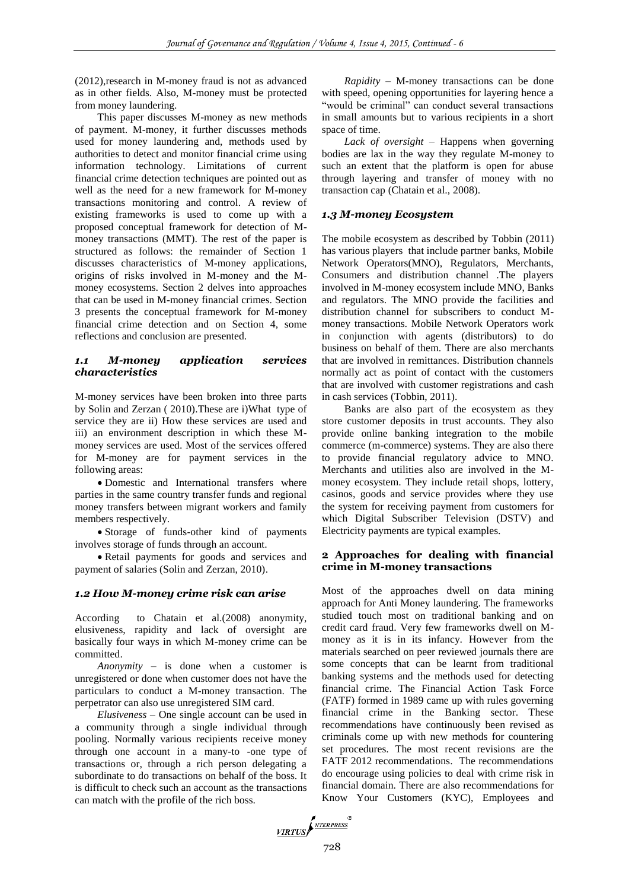(2012),research in M-money fraud is not as advanced as in other fields. Also, M-money must be protected from money laundering.

This paper discusses M-money as new methods of payment. M-money, it further discusses methods used for money laundering and, methods used by authorities to detect and monitor financial crime using information technology. Limitations of current financial crime detection techniques are pointed out as well as the need for a new framework for M-money transactions monitoring and control. A review of existing frameworks is used to come up with a proposed conceptual framework for detection of M-money transactions (MMT). The rest of the paper is structured as follows: the remainder of Section 1 discusses characteristics of M-money applications, origins of risks involved in M-money and the M-money ecosystems. Section 2 delves into approaches that can be used in M-money financial crimes. Section 3 presents the conceptual framework for M-money financial crime detection and on Section 4, some reflections and conclusion are presented.

### *1.1 M-money application services characteristics*

M-money services have been broken into three parts by Solin and Zerzan ( 2010).These are i)What type of service they are ii) How these services are used and iii) an environment description in which these M-money services are used. Most of the services offered for M-money are for payment services in the following areas:

- Domestic and International transfers where parties in the same country transfer funds and regional money transfers between migrant workers and family members respectively.
- Storage of funds-other kind of payments involves storage of funds through an account.
- Retail payments for goods and services and payment of salaries (Solin and Zerzan, 2010).

### *1.2 How M-money crime risk can arise*

According to Chatain et al.(2008) anonymity, elusiveness, rapidity and lack of oversight are basically four ways in which M-money crime can be committed.

*Anonymity* – is done when a customer is unregistered or done when customer does not have the particulars to conduct a M-money transaction. The perpetrator can also use unregistered SIM card.

*Elusiveness* – One single account can be used in a community through a single individual through pooling. Normally various recipients receive money through one account in a many-to -one type of transactions or, through a rich person delegating a subordinate to do transactions on behalf of the boss. It is difficult to check such an account as the transactions can match with the profile of the rich boss.

*Rapidity* – M-money transactions can be done with speed, opening opportunities for layering hence a "would be criminal" can conduct several transactions in small amounts but to various recipients in a short space of time.

*Lack of oversight* – Happens when governing bodies are lax in the way they regulate M-money to such an extent that the platform is open for abuse through layering and transfer of money with no transaction cap (Chatain et al., 2008).

### *1.3 M-money Ecosystem*

The mobile ecosystem as described by Tobbin (2011) has various players that include partner banks, Mobile Network Operators(MNO), Regulators, Merchants, Consumers and distribution channel .The players involved in M-money ecosystem include MNO, Banks and regulators. The MNO provide the facilities and distribution channel for subscribers to conduct M-money transactions. Mobile Network Operators work in conjunction with agents (distributors) to do business on behalf of them. There are also merchants that are involved in remittances. Distribution channels normally act as point of contact with the customers that are involved with customer registrations and cash in cash services (Tobbin, 2011).

Banks are also part of the ecosystem as they store customer deposits in trust accounts. They also provide online banking integration to the mobile commerce (m-commerce) systems. They are also there to provide financial regulatory advice to MNO. Merchants and utilities also are involved in the M-money ecosystem. They include retail shops, lottery, casinos, goods and service provides where they use the system for receiving payment from customers for which Digital Subscriber Television (DSTV) and Electricity payments are typical examples.

## 2 Approaches for dealing with financial crime in M-money transactions

Most of the approaches dwell on data mining approach for Anti Money laundering. The frameworks studied touch most on traditional banking and on credit card fraud. Very few frameworks dwell on M-money as it is in its infancy. However from the materials searched on peer reviewed journals there are some concepts that can be learnt from traditional banking systems and the methods used for detecting financial crime. The Financial Action Task Force (FATF) formed in 1989 came up with rules governing financial crime in the Banking sector. These recommendations have continuously been revised as criminals come up with new methods for countering set procedures. The most recent revisions are the FATF 2012 recommendations. The recommendations do encourage using policies to deal with crime risk in financial domain. There are also recommendations for Know Your Customers (KYC), Employees and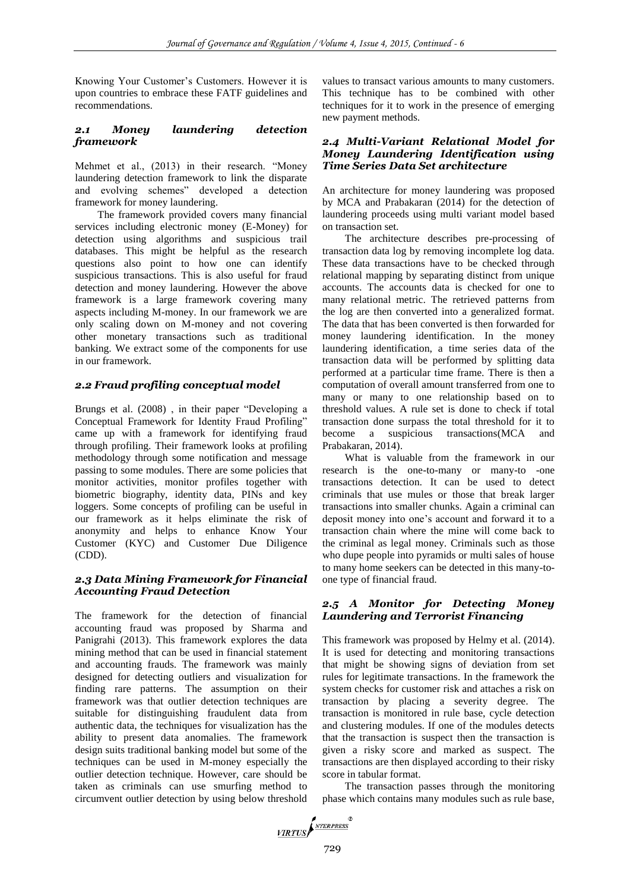Knowing Your Customer's Customers. However it is upon countries to embrace these FATF guidelines and recommendations.

### *2.1 Money laundering detection framework*

Mehmet et al., (2013) in their research. "Money laundering detection framework to link the disparate and evolving schemes" developed a detection framework for money laundering.

The framework provided covers many financial services including electronic money (E-Money) for detection using algorithms and suspicious trail databases. This might be helpful as the research questions also point to how one can identify suspicious transactions. This is also useful for fraud detection and money laundering. However the above framework is a large framework covering many aspects including M-money. In our framework we are only scaling down on M-money and not covering other monetary transactions such as traditional banking. We extract some of the components for use in our framework.

### *2.2 Fraud profiling conceptual model*

Brungs et al. (2008) , in their paper "Developing a Conceptual Framework for Identity Fraud Profiling" came up with a framework for identifying fraud through profiling. Their framework looks at profiling methodology through some notification and message passing to some modules. There are some policies that monitor activities, monitor profiles together with biometric biography, identity data, PINs and key loggers. Some concepts of profiling can be useful in our framework as it helps eliminate the risk of anonymity and helps to enhance Know Your Customer (KYC) and Customer Due Diligence (CDD).

### *2.3 Data Mining Framework for Financial Accounting Fraud Detection*

The framework for the detection of financial accounting fraud was proposed by Sharma and Panigrahi (2013). This framework explores the data mining method that can be used in financial statement and accounting frauds. The framework was mainly designed for detecting outliers and visualization for finding rare patterns. The assumption on their framework was that outlier detection techniques are suitable for distinguishing fraudulent data from authentic data, the techniques for visualization has the ability to present data anomalies. The framework design suits traditional banking model but some of the techniques can be used in M-money especially the outlier detection technique. However, care should be taken as criminals can use smurfing method to circumvent outlier detection by using below threshold values to transact various amounts to many customers. This technique has to be combined with other techniques for it to work in the presence of emerging new payment methods.

### *2.4 Multi-Variant Relational Model for Money Laundering Identification using Time Series Data Set architecture*

An architecture for money laundering was proposed by MCA and Prabakaran (2014) for the detection of laundering proceeds using multi variant model based on transaction set.

The architecture describes pre-processing of transaction data log by removing incomplete log data. These data transactions have to be checked through relational mapping by separating distinct from unique accounts. The accounts data is checked for one to many relational metric. The retrieved patterns from the log are then converted into a generalized format. The data that has been converted is then forwarded for money laundering identification. In the money laundering identification, a time series data of the transaction data will be performed by splitting data performed at a particular time frame. There is then a computation of overall amount transferred from one to many or many to one relationship based on to threshold values. A rule set is done to check if total transaction done surpass the total threshold for it to become a suspicious transactions(MCA and Prabakaran, 2014).

What is valuable from the framework in our research is the one-to-many or many-to -one transactions detection. It can be used to detect criminals that use mules or those that break larger transactions into smaller chunks. Again a criminal can deposit money into one's account and forward it to a transaction chain where the mine will come back to the criminal as legal money. Criminals such as those who dupe people into pyramids or multi sales of house to many home seekers can be detected in this many-to-one type of financial fraud.

### *2.5 A Monitor for Detecting Money Laundering and Terrorist Financing*

This framework was proposed by Helmy et al. (2014). It is used for detecting and monitoring transactions that might be showing signs of deviation from set rules for legitimate transactions. In the framework the system checks for customer risk and attaches a risk on transaction by placing a severity degree. The transaction is monitored in rule base, cycle detection and clustering modules. If one of the modules detects that the transaction is suspect then the transaction is given a risky score and marked as suspect. The transactions are then displayed according to their risky score in tabular format.

The transaction passes through the monitoring phase which contains many modules such as rule base,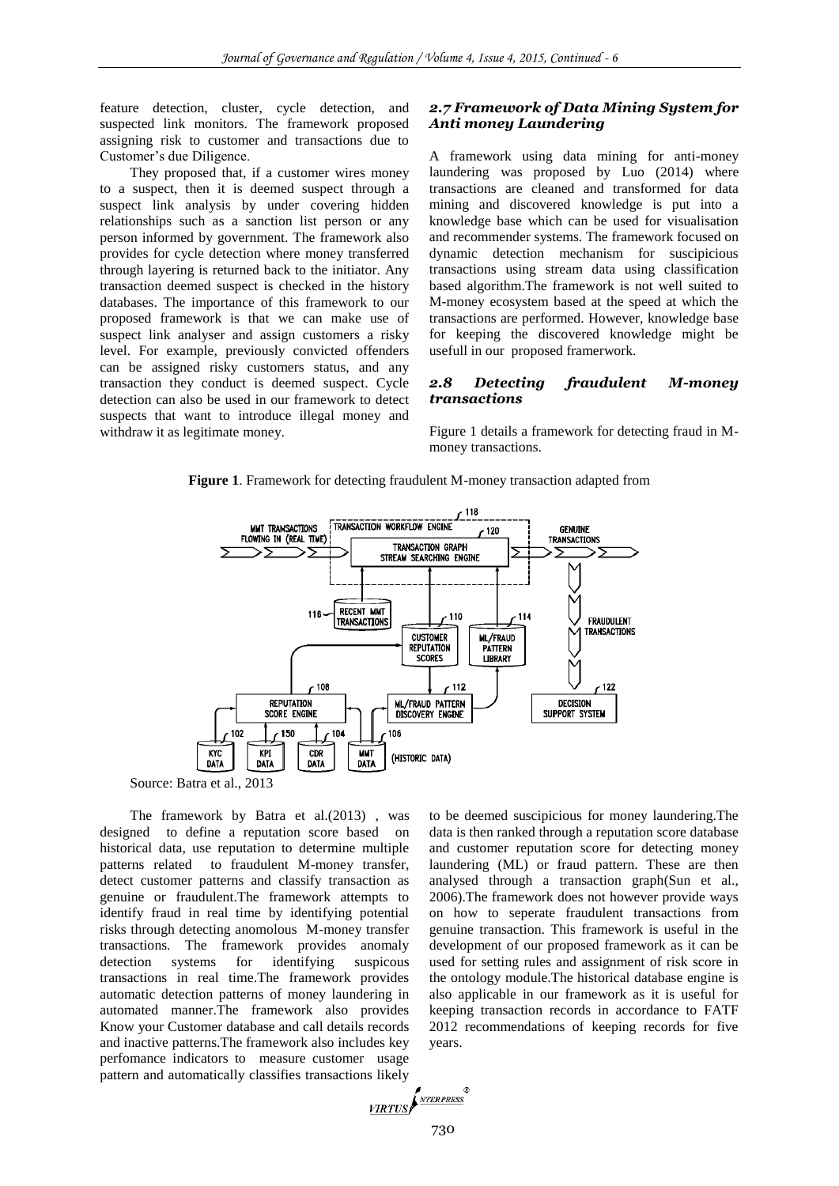feature detection, cluster, cycle detection, and suspected link monitors. The framework proposed assigning risk to customer and transactions due to Customer's due Diligence.

They proposed that, if a customer wires money to a suspect, then it is deemed suspect through a suspect link analysis by under covering hidden relationships such as a sanction list person or any person informed by government. The framework also provides for cycle detection where money transferred through layering is returned back to the initiator. Any transaction deemed suspect is checked in the history databases. The importance of this framework to our proposed framework is that we can make use of suspect link analyser and assign customers a risky level. For example, previously convicted offenders can be assigned risky customers status, and any transaction they conduct is deemed suspect. Cycle detection can also be used in our framework to detect suspects that want to introduce illegal money and withdraw it as legitimate money.

### *2.7 Framework of Data Mining System for Anti money Laundering*

A framework using data mining for anti-money laundering was proposed by Luo (2014) where transactions are cleaned and transformed for data mining and discovered knowledge is put into a knowledge base which can be used for visualisation and recommender systems. The framework focused on dynamic detection mechanism for suscipicious transactions using stream data using classification based algorithm.The framework is not well suited to M-money ecosystem based at the speed at which the transactions are performed. However, knowledge base for keeping the discovered knowledge might be usefull in our proposed framerwork.

### *2.8 Detecting fraudulent M-money transactions*

Figure 1 details a framework for detecting fraud in M-money transactions.

**Figure 1**. Framework for detecting fraudulent M-money transaction adapted from

Source: Batra et al., 2013

The framework by Batra et al.(2013) , was designed to define a reputation score based on historical data, use reputation to determine multiple patterns related to fraudulent M-money transfer, detect customer patterns and classify transaction as genuine or fraudulent.The framework attempts to identify fraud in real time by identifying potential risks through detecting anomolous M-money transfer transactions. The framework provides anomaly detection systems for identifying suspicous transactions in real time.The framework provides automatic detection patterns of money laundering in automated manner.The framework also provides Know your Customer database and call details records and inactive patterns.The framework also includes key perfomance indicators to measure customer usage pattern and automatically classifies transactions likely to be deemed suscipicious for money laundering.The data is then ranked through a reputation score database and customer reputation score for detecting money laundering (ML) or fraud pattern. These are then analysed through a transaction graph(Sun et al., 2006).The framework does not however provide ways on how to seperate fraudulent transactions from genuine transaction. This framework is useful in the development of our proposed framework as it can be used for setting rules and assignment of risk score in the ontology module.The historical database engine is also applicable in our framework as it is useful for keeping transaction records in accordance to FATF 2012 recommendations of keeping records for five years.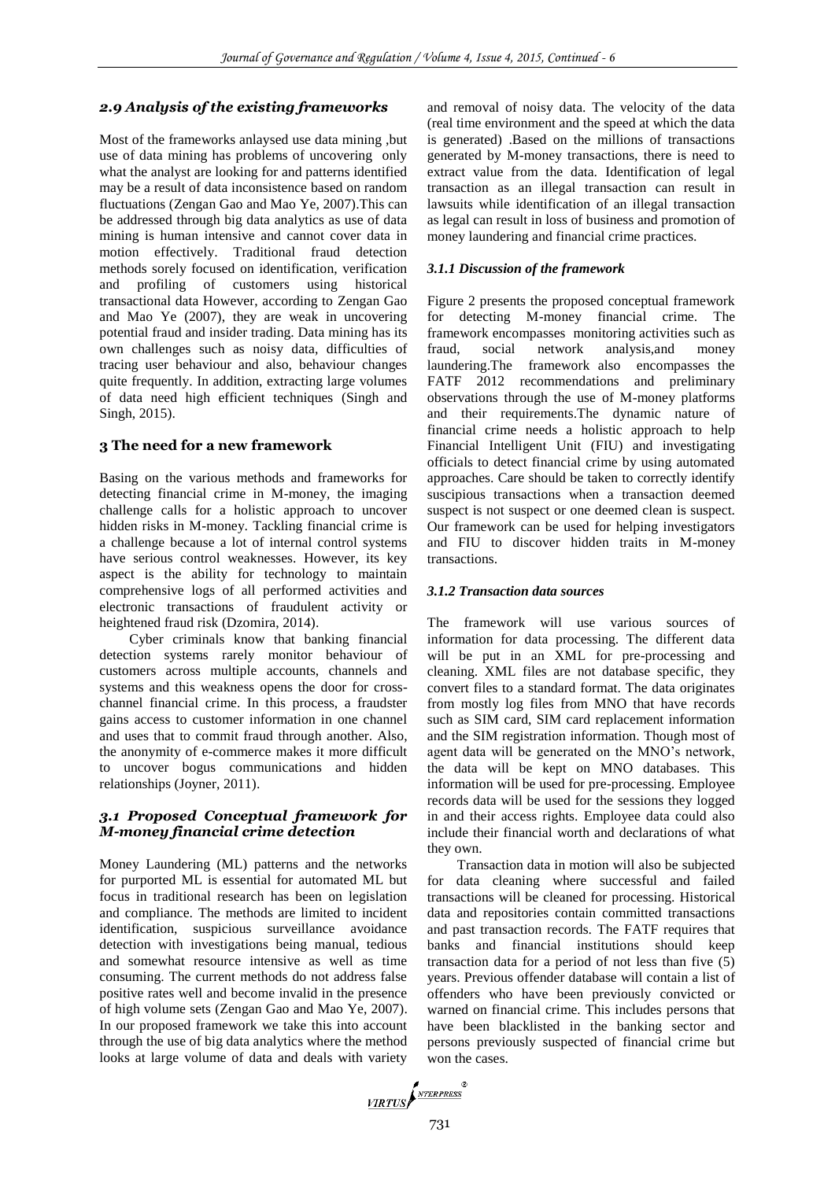### *2.9 Analysis of the existing frameworks*

Most of the frameworks anlaysed use data mining ,but use of data mining has problems of uncovering only what the analyst are looking for and patterns identified may be a result of data inconsistence based on random fluctuations (Zengan Gao and Mao Ye, 2007).This can be addressed through big data analytics as use of data mining is human intensive and cannot cover data in motion effectively. Traditional fraud detection methods sorely focused on identification, verification and profiling of customers using historical transactional data However, according to Zengan Gao and Mao Ye (2007), they are weak in uncovering potential fraud and insider trading. Data mining has its own challenges such as noisy data, difficulties of tracing user behaviour and also, behaviour changes quite frequently. In addition, extracting large volumes of data need high efficient techniques (Singh and Singh, 2015).

## 3 The need for a new framework

Basing on the various methods and frameworks for detecting financial crime in M-money, the imaging challenge calls for a holistic approach to uncover hidden risks in M-money. Tackling financial crime is a challenge because a lot of internal control systems have serious control weaknesses. However, its key aspect is the ability for technology to maintain comprehensive logs of all performed activities and electronic transactions of fraudulent activity or heightened fraud risk (Dzomira, 2014).

Cyber criminals know that banking financial detection systems rarely monitor behaviour of customers across multiple accounts, channels and systems and this weakness opens the door for cross-channel financial crime. In this process, a fraudster gains access to customer information in one channel and uses that to commit fraud through another. Also, the anonymity of e-commerce makes it more difficult to uncover bogus communications and hidden relationships (Joyner, 2011).

### *3.1 Proposed Conceptual framework for M-money financial crime detection*

Money Laundering (ML) patterns and the networks for purported ML is essential for automated ML but focus in traditional research has been on legislation and compliance. The methods are limited to incident identification, suspicious surveillance avoidance detection with investigations being manual, tedious and somewhat resource intensive as well as time consuming. The current methods do not address false positive rates well and become invalid in the presence of high volume sets (Zengan Gao and Mao Ye, 2007). In our proposed framework we take this into account through the use of big data analytics where the method looks at large volume of data and deals with variety and removal of noisy data. The velocity of the data (real time environment and the speed at which the data is generated) .Based on the millions of transactions generated by M-money transactions, there is need to extract value from the data. Identification of legal transaction as an illegal transaction can result in lawsuits while identification of an illegal transaction as legal can result in loss of business and promotion of money laundering and financial crime practices.

#### *3.1.1 Discussion of the framework*

Figure 2 presents the proposed conceptual framework for detecting M-money financial crime. The framework encompasses monitoring activities such as fraud, social network analysis,and money laundering.The framework also encompasses the FATF 2012 recommendations and preliminary observations through the use of M-money platforms and their requirements.The dynamic nature of financial crime needs a holistic approach to help Financial Intelligent Unit (FIU) and investigating officials to detect financial crime by using automated approaches. Care should be taken to correctly identify suscipious transactions when a transaction deemed suspect is not suspect or one deemed clean is suspect. Our framework can be used for helping investigators and FIU to discover hidden traits in M-money transactions.

#### *3.1.2 Transaction data sources*

The framework will use various sources of information for data processing. The different data will be put in an XML for pre-processing and cleaning. XML files are not database specific, they convert files to a standard format. The data originates from mostly log files from MNO that have records such as SIM card, SIM card replacement information and the SIM registration information. Though most of agent data will be generated on the MNO's network, the data will be kept on MNO databases. This information will be used for pre-processing. Employee records data will be used for the sessions they logged in and their access rights. Employee data could also include their financial worth and declarations of what they own.

Transaction data in motion will also be subjected for data cleaning where successful and failed transactions will be cleaned for processing. Historical data and repositories contain committed transactions and past transaction records. The FATF requires that banks and financial institutions should keep transaction data for a period of not less than five (5) years. Previous offender database will contain a list of offenders who have been previously convicted or warned on financial crime. This includes persons that have been blacklisted in the banking sector and persons previously suspected of financial crime but won the cases.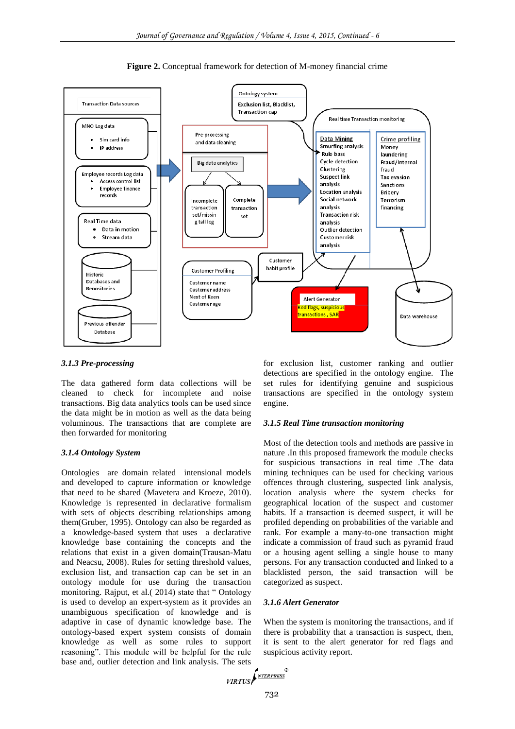**Figure 2.** Conceptual framework for detection of M-money financial crime

#### *3.1.3 Pre-processing*

The data gathered form data collections will be cleaned to check for incomplete and noise transactions. Big data analytics tools can be used since the data might be in motion as well as the data being voluminous. The transactions that are complete are then forwarded for monitoring

#### *3.1.4 Ontology System*

Ontologies are domain related intensional models and developed to capture information or knowledge that need to be shared (Mavetera and Kroeze, 2010). Knowledge is represented in declarative formalism with sets of objects describing relationships among them(Gruber, 1995). Ontology can also be regarded as a knowledge-based system that uses a declarative knowledge base containing the concepts and the relations that exist in a given domain(Trausan-Matu and Neacsu, 2008). Rules for setting threshold values, exclusion list, and transaction cap can be set in an ontology module for use during the transaction monitoring. Rajput, et al.( 2014) state that " Ontology is used to develop an expert-system as it provides an unambiguous specification of knowledge and is adaptive in case of dynamic knowledge base. The ontology-based expert system consists of domain knowledge as well as some rules to support reasoning". This module will be helpful for the rule base and, outlier detection and link analysis. The sets for exclusion list, customer ranking and outlier detections are specified in the ontology engine. The set rules for identifying genuine and suspicious transactions are specified in the ontology system engine.

#### *3.1.5 Real Time transaction monitoring*

Most of the detection tools and methods are passive in nature .In this proposed framework the module checks for suspicious transactions in real time .The data mining techniques can be used for checking various offences through clustering, suspected link analysis, location analysis where the system checks for geographical location of the suspect and customer habits. If a transaction is deemed suspect, it will be profiled depending on probabilities of the variable and rank. For example a many-to-one transaction might indicate a commission of fraud such as pyramid fraud or a housing agent selling a single house to many persons. For any transaction conducted and linked to a blacklisted person, the said transaction will be categorized as suspect.

#### *3.1.6 Alert Generator*

When the system is monitoring the transactions, and if there is probability that a transaction is suspect, then, it is sent to the alert generator for red flags and suspicious activity report.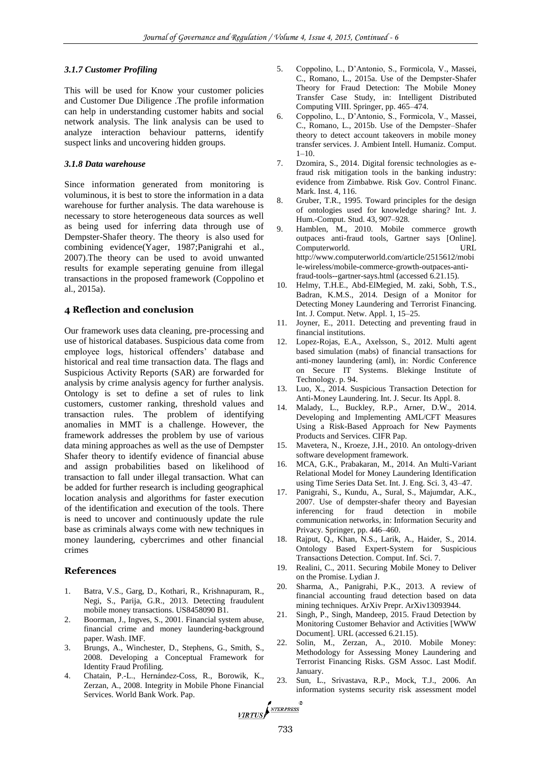### 3.1.7 Customer Profiling

This will be used for Know your customer policies and Customer Due Diligence .The profile information can help in understanding customer habits and social network analysis. The link analysis can be used to analyze interaction behaviour patterns, identify suspect links and uncovering hidden groups.

### 3.1.8 Data warehouse

Since information generated from monitoring is voluminous, it is best to store the information in a data warehouse for further analysis. The data warehouse is necessary to store heterogeneous data sources as well as being used for inferring data through use of Dempster-Shafer theory. The theory is also used for combining evidence(Yager, 1987;Panigrahi et al., 2007).The theory can be used to avoid unwanted results for example seperating genuine from illegal transactions in the proposed framework (Coppolino et al., 2015a).

## 4 Reflection and conclusion

Our framework uses data cleaning, pre-processing and use of historical databases. Suspicious data come from employee logs, historical offenders' database and historical and real time transaction data. The flags and Suspicious Activity Reports (SAR) are forwarded for analysis by crime analysis agency for further analysis. Ontology is set to define a set of rules to link customers, customer ranking, threshold values and transaction rules. The problem of identifying anomalies in MMT is a challenge. However, the framework addresses the problem by use of various data mining approaches as well as the use of Dempster Shafer theory to identify evidence of financial abuse and assign probabilities based on likelihood of transaction to fall under illegal transaction. What can be added for further research is including geographical location analysis and algorithms for faster execution of the identification and execution of the tools. There is need to uncover and continuously update the rule base as criminals always come with new techniques in money laundering, cybercrimes and other financial crimes

## References

1. Batra, V.S., Garg, D., Kothari, R., Krishnapuram, R., Negi, S., Parija, G.R., 2013. Detecting fraudulent mobile money transactions. US8458090 B1.
2. Boorman, J., Ingves, S., 2001. Financial system abuse, financial crime and money laundering-background paper. Wash. IMF.
3. Brungs, A., Winchester, D., Stephens, G., Smith, S., 2008. Developing a Conceptual Framework for Identity Fraud Profiling.
4. Chatain, P.-L., Hernández-Coss, R., Borowik, K., Zerzan, A., 2008. Integrity in Mobile Phone Financial Services. World Bank Work. Pap.
5. Coppolino, L., D'Antonio, S., Formicola, V., Massei, C., Romano, L., 2015a. Use of the Dempster-Shafer Theory for Fraud Detection: The Mobile Money Transfer Case Study, in: Intelligent Distributed Computing VIII. Springer, pp. 465–474.
6. Coppolino, L., D'Antonio, S., Formicola, V., Massei, C., Romano, L., 2015b. Use of the Dempster–Shafer theory to detect account takeovers in mobile money transfer services. J. Ambient Intell. Humaniz. Comput. 1–10.
7. Dzomira, S., 2014. Digital forensic technologies as e-fraud risk mitigation tools in the banking industry: evidence from Zimbabwe. Risk Gov. Control Financ. Mark. Inst. 4, 116.
8. Gruber, T.R., 1995. Toward principles for the design of ontologies used for knowledge sharing? Int. J. Hum.-Comput. Stud. 43, 907–928.
9. Hamblen, M., 2010. Mobile commerce growth outpaces anti-fraud tools, Gartner says [Online]. Computerworld. URL http://www.computerworld.com/article/2515612/mobile-wireless/mobile-commerce-growth-outpaces-anti-fraud-tools--gartner-says.html (accessed 6.21.15).
10. Helmy, T.H.E., Abd-ElMegied, M. zaki, Sobh, T.S., Badran, K.M.S., 2014. Design of a Monitor for Detecting Money Laundering and Terrorist Financing. Int. J. Comput. Netw. Appl. 1, 15–25.
11. Joyner, E., 2011. Detecting and preventing fraud in financial institutions.
12. Lopez-Rojas, E.A., Axelsson, S., 2012. Multi agent based simulation (mabs) of financial transactions for anti-money laundering (aml), in: Nordic Conference on Secure IT Systems. Blekinge Institute of Technology. p. 94.
13. Luo, X., 2014. Suspicious Transaction Detection for Anti-Money Laundering. Int. J. Secur. Its Appl. 8.
14. Malady, L., Buckley, R.P., Arner, D.W., 2014. Developing and Implementing AML/CFT Measures Using a Risk-Based Approach for New Payments Products and Services. CIFR Pap.
15. Mavetera, N., Kroeze, J.H., 2010. An ontology-driven software development framework.
16. MCA, G.K., Prabakaran, M., 2014. An Multi-Variant Relational Model for Money Laundering Identification using Time Series Data Set. Int. J. Eng. Sci. 3, 43–47.
17. Panigrahi, S., Kundu, A., Sural, S., Majumdar, A.K., 2007. Use of dempster-shafer theory and Bayesian inferencing for fraud detection in mobile communication networks, in: Information Security and Privacy. Springer, pp. 446–460.
18. Rajput, Q., Khan, N.S., Larik, A., Haider, S., 2014. Ontology Based Expert-System for Suspicious Transactions Detection. Comput. Inf. Sci. 7.
19. Realini, C., 2011. Securing Mobile Money to Deliver on the Promise. Lydian J.
20. Sharma, A., Panigrahi, P.K., 2013. A review of financial accounting fraud detection based on data mining techniques. ArXiv Prepr. ArXiv13093944.
21. Singh, P., Singh, Mandeep, 2015. Fraud Detection by Monitoring Customer Behavior and Activities [WWW Document]. URL (accessed 6.21.15).
22. Solin, M., Zerzan, A., 2010. Mobile Money: Methodology for Assessing Money Laundering and Terrorist Financing Risks. GSM Assoc. Last Modif. January.
23. Sun, L., Srivastava, R.P., Mock, T.J., 2006. An information systems security risk assessment model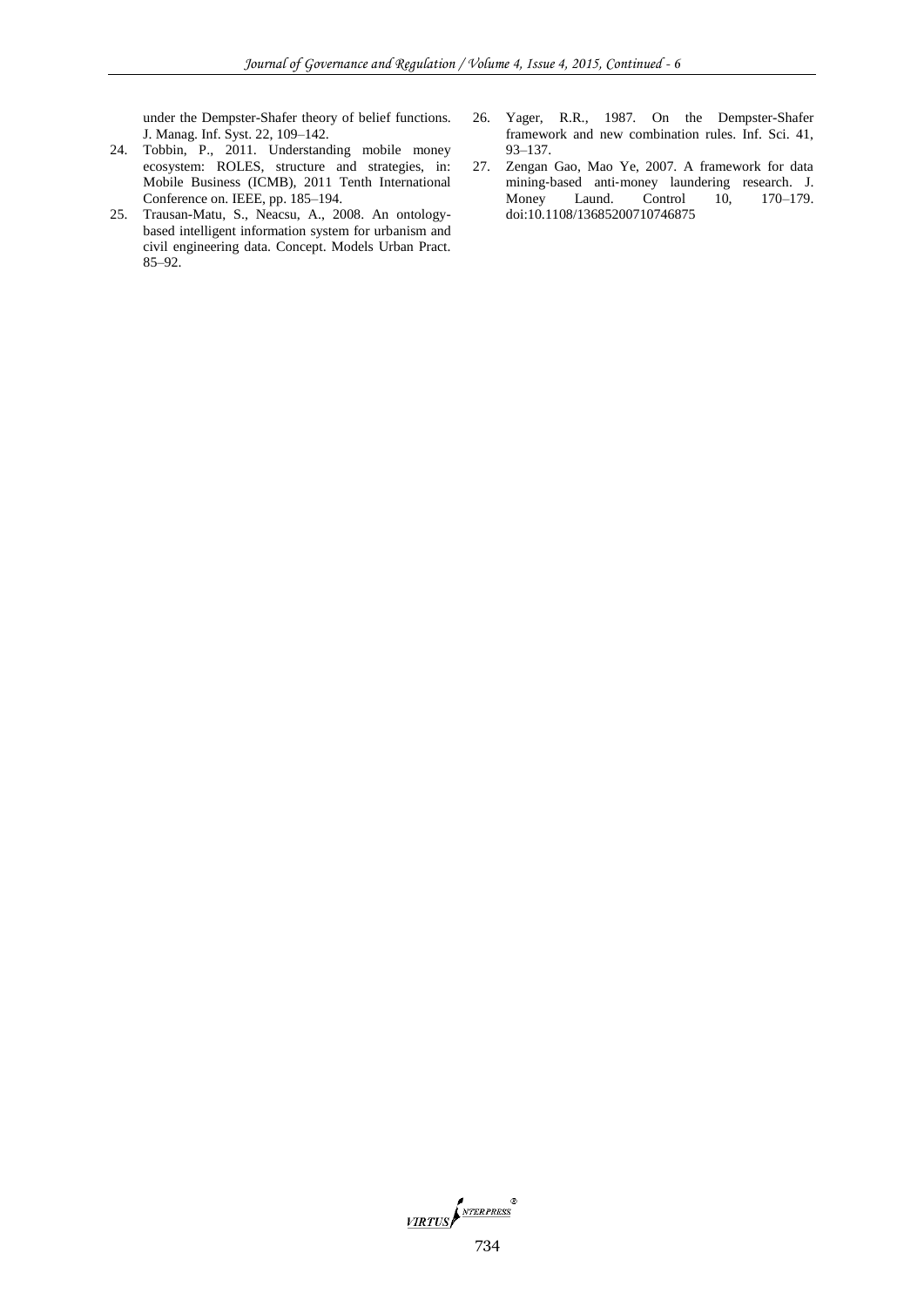under the Dempster-Shafer theory of belief functions. J. Manag. Inf. Syst. 22, 109–142.

24. Tobbin, P., 2011. Understanding mobile money ecosystem: ROLES, structure and strategies, in: Mobile Business (ICMB), 2011 Tenth International Conference on. IEEE, pp. 185–194.
25. Trausan-Matu, S., Neacsu, A., 2008. An ontology-based intelligent information system for urbanism and civil engineering data. Concept. Models Urban Pract. 85–92.
26. Yager, R.R., 1987. On the Dempster-Shafer framework and new combination rules. Inf. Sci. 41, 93–137.
27. Zengan Gao, Mao Ye, 2007. A framework for data mining-based anti-money laundering research. J. Money Laund. Control 10, 170–179. doi:10.1108/13685200710746875